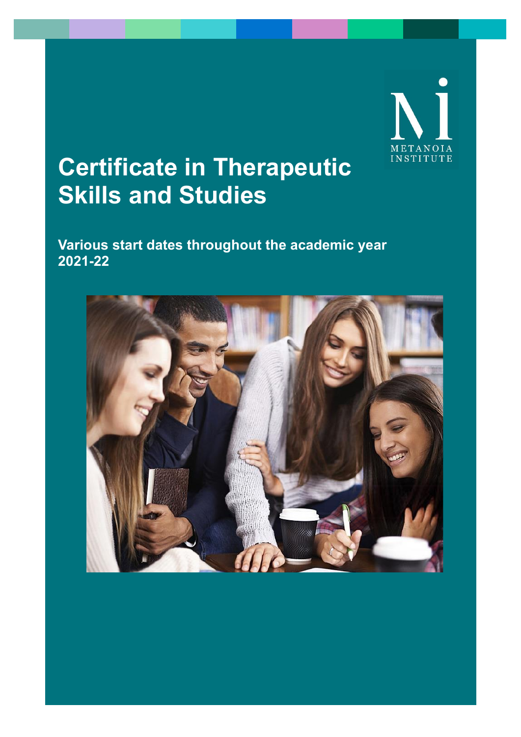METANOIA INSTITUTE

# Certificate in Therapeutic Skills and Studies

**Various start dates throughout the academic year 2021-22**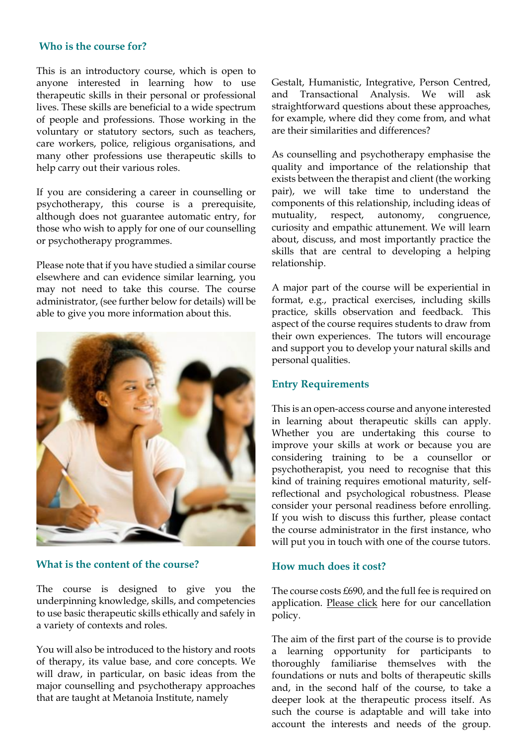## Who is the course for?

This is an introductory course, which is open to anyone interested in learning how to use therapeutic skills in their personal or professional lives. These skills are beneficial to a wide spectrum of people and professions. Those working in the voluntary or statutory sectors, such as teachers, care workers, police, religious organisations, and many other professions use therapeutic skills to help carry out their various roles.

If you are considering a career in counselling or psychotherapy, this course is a prerequisite, although does not guarantee automatic entry, for those who wish to apply for one of our counselling or psychotherapy programmes.

Please note that if you have studied a similar course elsewhere and can evidence similar learning, you may not need to take this course. The course administrator, (see further below for details) will be able to give you more information about this.

## What is the content of the course?

The course is designed to give you the underpinning knowledge, skills, and competencies to use basic therapeutic skills ethically and safely in a variety of contexts and roles.

You will also be introduced to the history and roots of therapy, its value base, and core concepts. We will draw, in particular, on basic ideas from the major counselling and psychotherapy approaches that are taught at Metanoia Institute, namely Gestalt, Humanistic, Integrative, Person Centred, and Transactional Analysis. We will ask straightforward questions about these approaches, for example, where did they come from, and what are their similarities and differences?

As counselling and psychotherapy emphasise the quality and importance of the relationship that exists between the therapist and client (the working pair), we will take time to understand the components of this relationship, including ideas of mutuality, respect, autonomy, congruence, curiosity and empathic attunement. We will learn about, discuss, and most importantly practice the skills that are central to developing a helping relationship.

A major part of the course will be experiential in format, e.g., practical exercises, including skills practice, skills observation and feedback. This aspect of the course requires students to draw from their own experiences. The tutors will encourage and support you to develop your natural skills and personal qualities.

## Entry Requirements

This is an open-access course and anyone interested in learning about therapeutic skills can apply. Whether you are undertaking this course to improve your skills at work or because you are considering training to be a counsellor or psychotherapist, you need to recognise that this kind of training requires emotional maturity, self-reflectional and psychological robustness. Please consider your personal readiness before enrolling. If you wish to discuss this further, please contact the course administrator in the first instance, who will put you in touch with one of the course tutors.

## How much does it cost?

The course costs £690, and the full fee is required on application. Please click here for our cancellation policy.

The aim of the first part of the course is to provide a learning opportunity for participants to thoroughly familiarise themselves with the foundations or nuts and bolts of therapeutic skills and, in the second half of the course, to take a deeper look at the therapeutic process itself. As such the course is adaptable and will take into account the interests and needs of the group.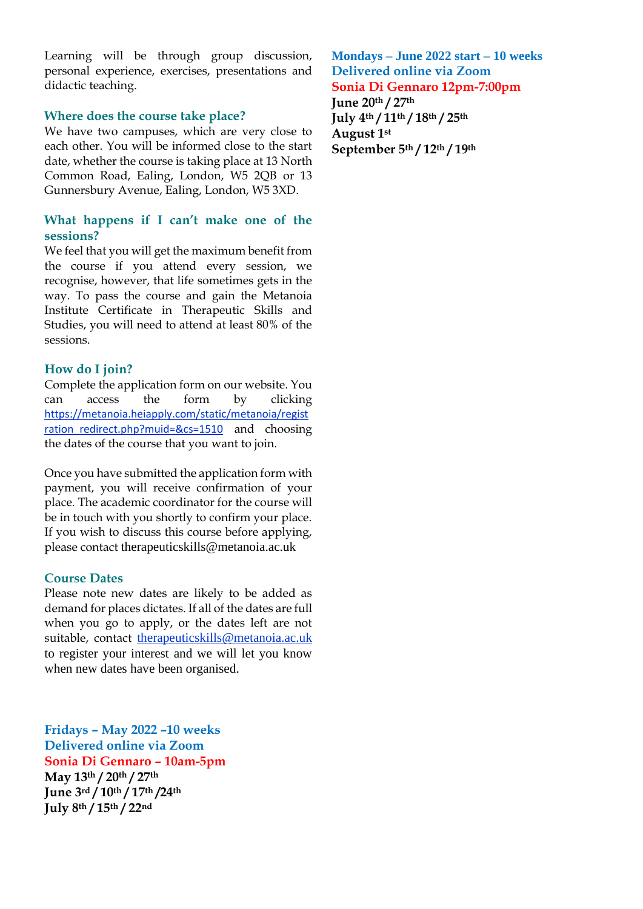Learning will be through group discussion, personal experience, exercises, presentations and didactic teaching.

### Where does the course take place?

We have two campuses, which are very close to each other. You will be informed close to the start date, whether the course is taking place at 13 North Common Road, Ealing, London, W5 2QB or 13 Gunnersbury Avenue, Ealing, London, W5 3XD.

### What happens if I can't make one of the sessions?

We feel that you will get the maximum benefit from the course if you attend every session, we recognise, however, that life sometimes gets in the way. To pass the course and gain the Metanoia Institute Certificate in Therapeutic Skills and Studies, you will need to attend at least 80% of the sessions.

### How do I join?

Complete the application form on our website. You can access the form by clicking https://metanoia.heiapply.com/static/metanoia/registration_redirect.php?muid=&cs=1510 and choosing the dates of the course that you want to join.

Once you have submitted the application form with payment, you will receive confirmation of your place. The academic coordinator for the course will be in touch with you shortly to confirm your place. If you wish to discuss this course before applying, please contact therapeuticskills@metanoia.ac.uk

### Course Dates

Please note new dates are likely to be added as demand for places dictates. If all of the dates are full when you go to apply, or the dates left are not suitable, contact therapeuticskills@metanoia.ac.uk to register your interest and we will let you know when new dates have been organised.

**Fridays – May 2022 –10 weeks**
**Delivered online via Zoom**
**Sonia Di Gennaro – 10am-5pm**
**May 13th / 20th / 27th**
**June 3rd / 10th / 17th /24th**
**July 8th / 15th / 22nd**

**Mondays – June 2022 start – 10 weeks**
**Delivered online via Zoom**
**Sonia Di Gennaro 12pm-7:00pm**
**June 20th / 27th**
**July 4th / 11th / 18th / 25th**
**August 1st**
**September 5th / 12th / 19th**